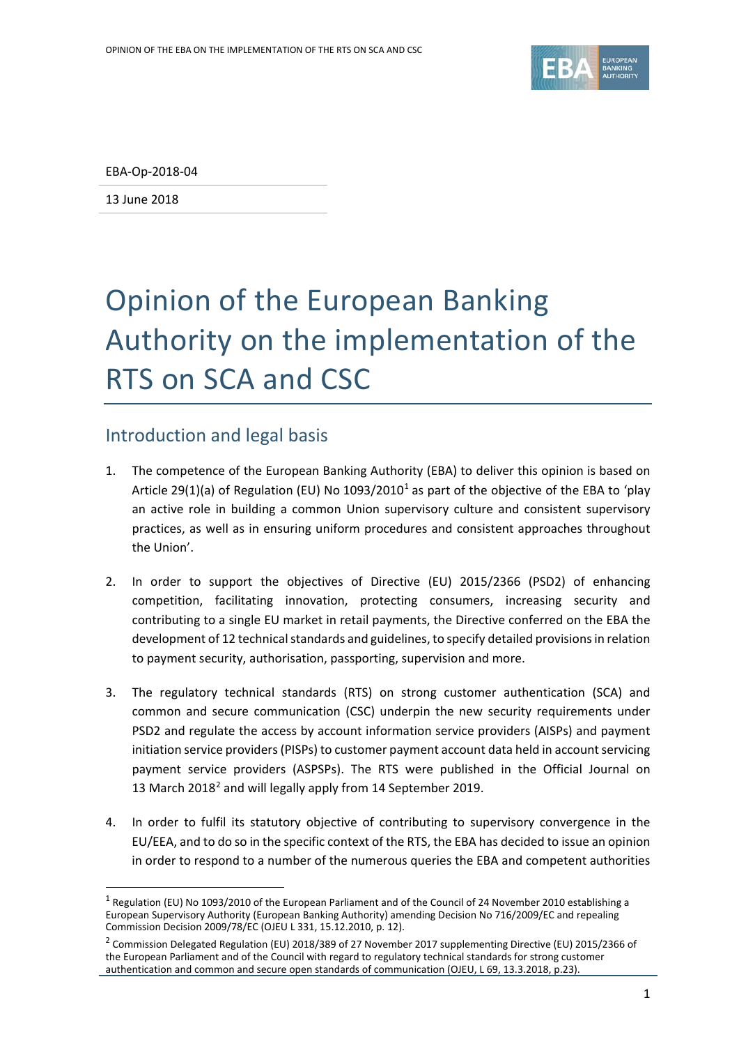EBA-Op-2018-04

13 June 2018

# Opinion of the European Banking Authority on the implementation of the RTS on SCA and CSC

## Introduction and legal basis

1. The competence of the European Banking Authority (EBA) to deliver this opinion is based on Article 29(1)(a) of Regulation (EU) No 1093/2010[1] as part of the objective of the EBA to 'play an active role in building a common Union supervisory culture and consistent supervisory practices, as well as in ensuring uniform procedures and consistent approaches throughout the Union'.

2. In order to support the objectives of Directive (EU) 2015/2366 (PSD2) of enhancing competition, facilitating innovation, protecting consumers, increasing security and contributing to a single EU market in retail payments, the Directive conferred on the EBA the development of 12 technical standards and guidelines, to specify detailed provisions in relation to payment security, authorisation, passporting, supervision and more.

3. The regulatory technical standards (RTS) on strong customer authentication (SCA) and common and secure communication (CSC) underpin the new security requirements under PSD2 and regulate the access by account information service providers (AISPs) and payment initiation service providers (PISPs) to customer payment account data held in account servicing payment service providers (ASPSPs). The RTS were published in the Official Journal on 13 March 2018[2] and will legally apply from 14 September 2019.

4. In order to fulfil its statutory objective of contributing to supervisory convergence in the EU/EEA, and to do so in the specific context of the RTS, the EBA has decided to issue an opinion in order to respond to a number of the numerous queries the EBA and competent authorities

---

[1] Regulation (EU) No 1093/2010 of the European Parliament and of the Council of 24 November 2010 establishing a European Supervisory Authority (European Banking Authority) amending Decision No 716/2009/EC and repealing Commission Decision 2009/78/EC (OJEU L 331, 15.12.2010, p. 12).

[2] Commission Delegated Regulation (EU) 2018/389 of 27 November 2017 supplementing Directive (EU) 2015/2366 of the European Parliament and of the Council with regard to regulatory technical standards for strong customer authentication and common and secure open standards of communication (OJEU, L 69, 13.3.2018, p.23).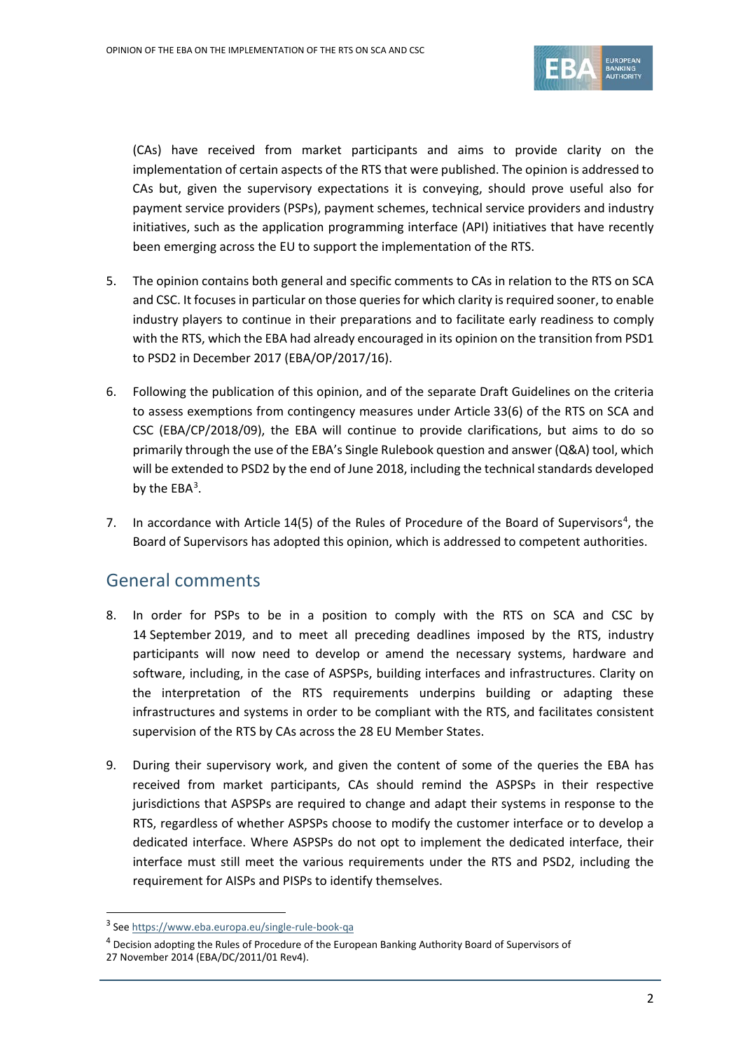(CAs) have received from market participants and aims to provide clarity on the implementation of certain aspects of the RTS that were published. The opinion is addressed to CAs but, given the supervisory expectations it is conveying, should prove useful also for payment service providers (PSPs), payment schemes, technical service providers and industry initiatives, such as the application programming interface (API) initiatives that have recently been emerging across the EU to support the implementation of the RTS.

5. The opinion contains both general and specific comments to CAs in relation to the RTS on SCA and CSC. It focuses in particular on those queries for which clarity is required sooner, to enable industry players to continue in their preparations and to facilitate early readiness to comply with the RTS, which the EBA had already encouraged in its opinion on the transition from PSD1 to PSD2 in December 2017 (EBA/OP/2017/16).

6. Following the publication of this opinion, and of the separate Draft Guidelines on the criteria to assess exemptions from contingency measures under Article 33(6) of the RTS on SCA and CSC (EBA/CP/2018/09), the EBA will continue to provide clarifications, but aims to do so primarily through the use of the EBA's Single Rulebook question and answer (Q&A) tool, which will be extended to PSD2 by the end of June 2018, including the technical standards developed by the EBA[3].

7. In accordance with Article 14(5) of the Rules of Procedure of the Board of Supervisors[4], the Board of Supervisors has adopted this opinion, which is addressed to competent authorities.

## General comments

8. In order for PSPs to be in a position to comply with the RTS on SCA and CSC by 14 September 2019, and to meet all preceding deadlines imposed by the RTS, industry participants will now need to develop or amend the necessary systems, hardware and software, including, in the case of ASPSPs, building interfaces and infrastructures. Clarity on the interpretation of the RTS requirements underpins building or adapting these infrastructures and systems in order to be compliant with the RTS, and facilitates consistent supervision of the RTS by CAs across the 28 EU Member States.

9. During their supervisory work, and given the content of some of the queries the EBA has received from market participants, CAs should remind the ASPSPs in their respective jurisdictions that ASPSPs are required to change and adapt their systems in response to the RTS, regardless of whether ASPSPs choose to modify the customer interface or to develop a dedicated interface. Where ASPSPs do not opt to implement the dedicated interface, their interface must still meet the various requirements under the RTS and PSD2, including the requirement for AISPs and PISPs to identify themselves.

---

[3] See https://www.eba.europa.eu/single-rule-book-qa

[4] Decision adopting the Rules of Procedure of the European Banking Authority Board of Supervisors of 27 November 2014 (EBA/DC/2011/01 Rev4).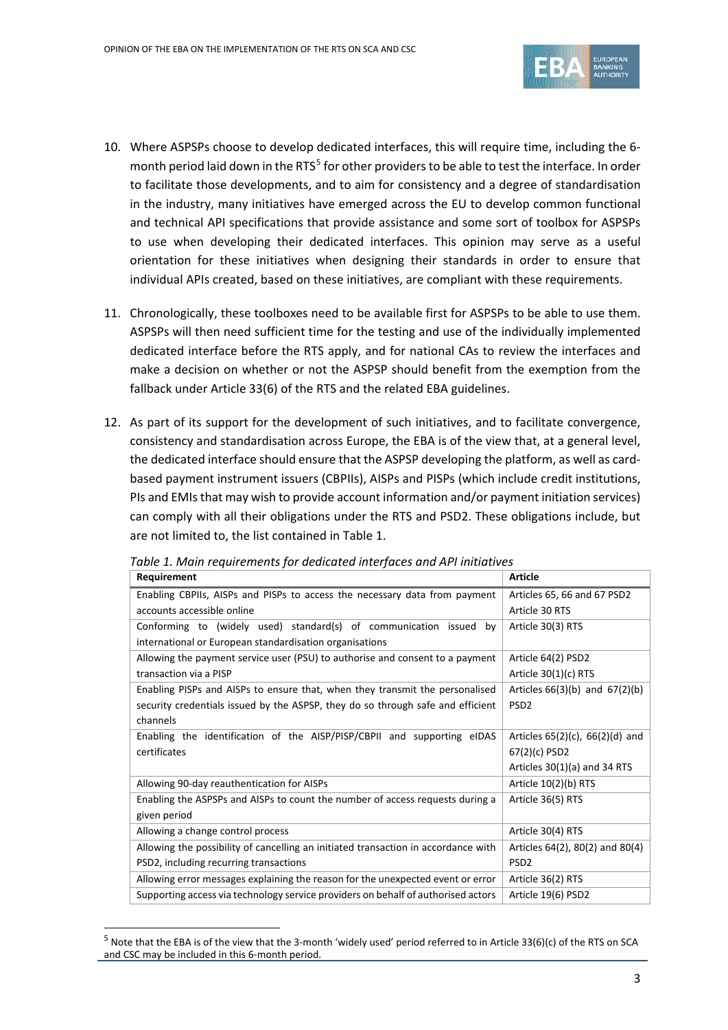10. Where ASPSPs choose to develop dedicated interfaces, this will require time, including the 6-month period laid down in the RTS[5] for other providers to be able to test the interface. In order to facilitate those developments, and to aim for consistency and a degree of standardisation in the industry, many initiatives have emerged across the EU to develop common functional and technical API specifications that provide assistance and some sort of toolbox for ASPSPs to use when developing their dedicated interfaces. This opinion may serve as a useful orientation for these initiatives when designing their standards in order to ensure that individual APIs created, based on these initiatives, are compliant with these requirements.

11. Chronologically, these toolboxes need to be available first for ASPSPs to be able to use them. ASPSPs will then need sufficient time for the testing and use of the individually implemented dedicated interface before the RTS apply, and for national CAs to review the interfaces and make a decision on whether or not the ASPSP should benefit from the exemption from the fallback under Article 33(6) of the RTS and the related EBA guidelines.

12. As part of its support for the development of such initiatives, and to facilitate convergence, consistency and standardisation across Europe, the EBA is of the view that, at a general level, the dedicated interface should ensure that the ASPSP developing the platform, as well as card-based payment instrument issuers (CBPIIs), AISPs and PISPs (which include credit institutions, PIs and EMIs that may wish to provide account information and/or payment initiation services) can comply with all their obligations under the RTS and PSD2. These obligations include, but are not limited to, the list contained in Table 1.

*Table 1. Main requirements for dedicated interfaces and API initiatives*

| Requirement | Article |
|---|---|
| Enabling CBPIIs, AISPs and PISPs to access the necessary data from payment accounts accessible online | Articles 65, 66 and 67 PSD2<br>Article 30 RTS |
| Conforming to (widely used) standard(s) of communication issued by international or European standardisation organisations | Article 30(3) RTS |
| Allowing the payment service user (PSU) to authorise and consent to a payment transaction via a PISP | Article 64(2) PSD2<br>Article 30(1)(c) RTS |
| Enabling PISPs and AISPs to ensure that, when they transmit the personalised security credentials issued by the ASPSP, they do so through safe and efficient channels | Articles 66(3)(b) and 67(2)(b) PSD2 |
| Enabling the identification of the AISP/PISP/CBPII and supporting eIDAS certificates | Articles 65(2)(c), 66(2)(d) and 67(2)(c) PSD2<br>Articles 30(1)(a) and 34 RTS |
| Allowing 90-day reauthentication for AISPs | Article 10(2)(b) RTS |
| Enabling the ASPSPs and AISPs to count the number of access requests during a given period | Article 36(5) RTS |
| Allowing a change control process | Article 30(4) RTS |
| Allowing the possibility of cancelling an initiated transaction in accordance with PSD2, including recurring transactions | Articles 64(2), 80(2) and 80(4) PSD2 |
| Allowing error messages explaining the reason for the unexpected event or error | Article 36(2) RTS |
| Supporting access via technology service providers on behalf of authorised actors | Article 19(6) PSD2 |

[5] Note that the EBA is of the view that the 3-month 'widely used' period referred to in Article 33(6)(c) of the RTS on SCA and CSC may be included in this 6-month period.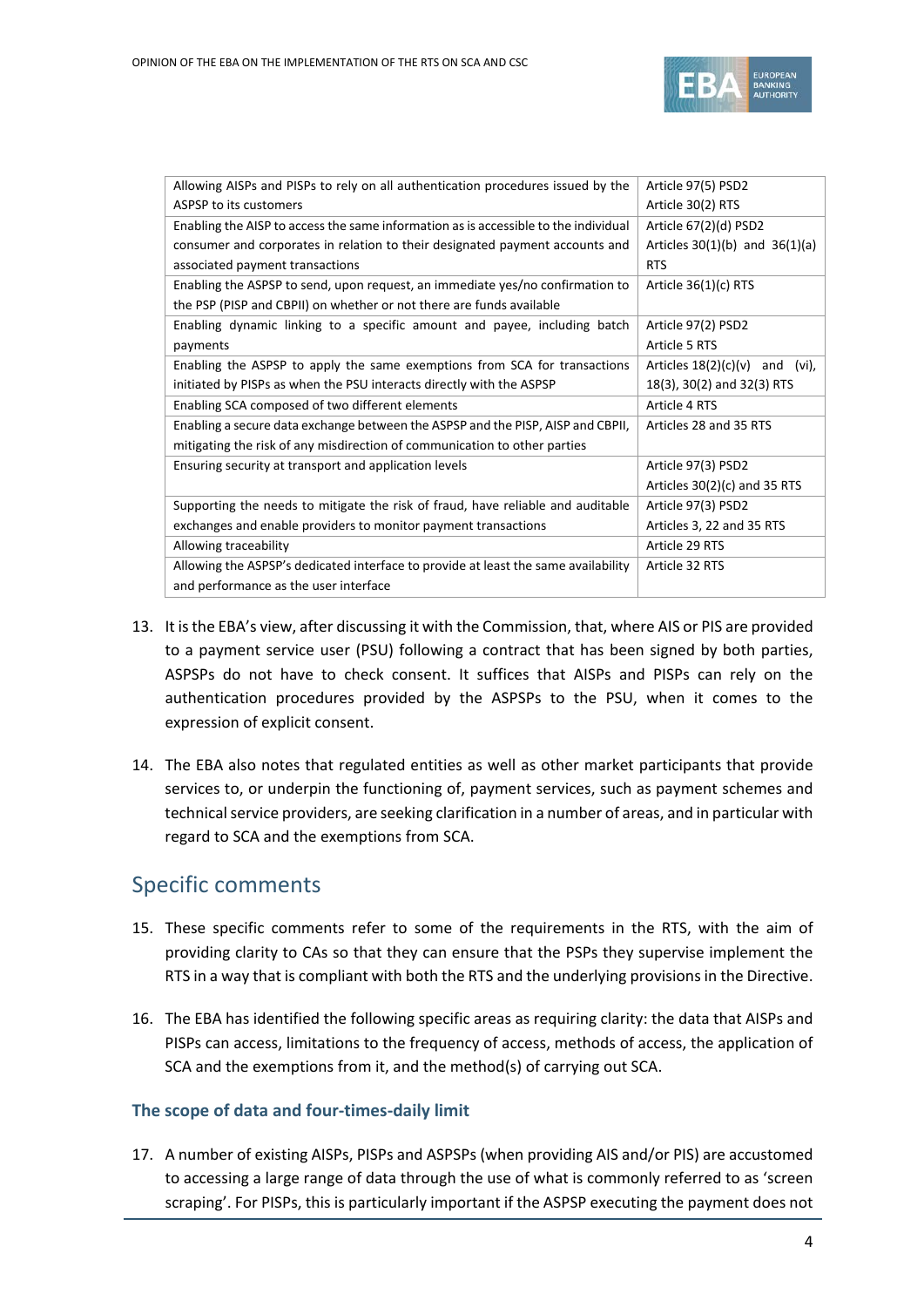| Allowing AISPs and PISPs to rely on all authentication procedures issued by the ASPSP to its customers | Article 97(5) PSD2<br>Article 30(2) RTS |
| --- | --- |
| Enabling the AISP to access the same information as is accessible to the individual consumer and corporates in relation to their designated payment accounts and associated payment transactions | Article 67(2)(d) PSD2<br>Articles 30(1)(b) and 36(1)(a) RTS |
| Enabling the ASPSP to send, upon request, an immediate yes/no confirmation to the PSP (PISP and CBPII) on whether or not there are funds available | Article 36(1)(c) RTS |
| Enabling dynamic linking to a specific amount and payee, including batch payments | Article 97(2) PSD2<br>Article 5 RTS |
| Enabling the ASPSP to apply the same exemptions from SCA for transactions initiated by PISPs as when the PSU interacts directly with the ASPSP | Articles 18(2)(c)(v) and (vi), 18(3), 30(2) and 32(3) RTS |
| Enabling SCA composed of two different elements | Article 4 RTS |
| Enabling a secure data exchange between the ASPSP and the PISP, AISP and CBPII, mitigating the risk of any misdirection of communication to other parties | Articles 28 and 35 RTS |
| Ensuring security at transport and application levels | Article 97(3) PSD2<br>Articles 30(2)(c) and 35 RTS |
| Supporting the needs to mitigate the risk of fraud, have reliable and auditable exchanges and enable providers to monitor payment transactions | Article 97(3) PSD2<br>Articles 3, 22 and 35 RTS |
| Allowing traceability | Article 29 RTS |
| Allowing the ASPSP's dedicated interface to provide at least the same availability and performance as the user interface | Article 32 RTS |

13. It is the EBA's view, after discussing it with the Commission, that, where AIS or PIS are provided to a payment service user (PSU) following a contract that has been signed by both parties, ASPSPs do not have to check consent. It suffices that AISPs and PISPs can rely on the authentication procedures provided by the ASPSPs to the PSU, when it comes to the expression of explicit consent.

14. The EBA also notes that regulated entities as well as other market participants that provide services to, or underpin the functioning of, payment services, such as payment schemes and technical service providers, are seeking clarification in a number of areas, and in particular with regard to SCA and the exemptions from SCA.

## Specific comments

15. These specific comments refer to some of the requirements in the RTS, with the aim of providing clarity to CAs so that they can ensure that the PSPs they supervise implement the RTS in a way that is compliant with both the RTS and the underlying provisions in the Directive.

16. The EBA has identified the following specific areas as requiring clarity: the data that AISPs and PISPs can access, limitations to the frequency of access, methods of access, the application of SCA and the exemptions from it, and the method(s) of carrying out SCA.

### The scope of data and four-times-daily limit

17. A number of existing AISPs, PISPs and ASPSPs (when providing AIS and/or PIS) are accustomed to accessing a large range of data through the use of what is commonly referred to as 'screen scraping'. For PISPs, this is particularly important if the ASPSP executing the payment does not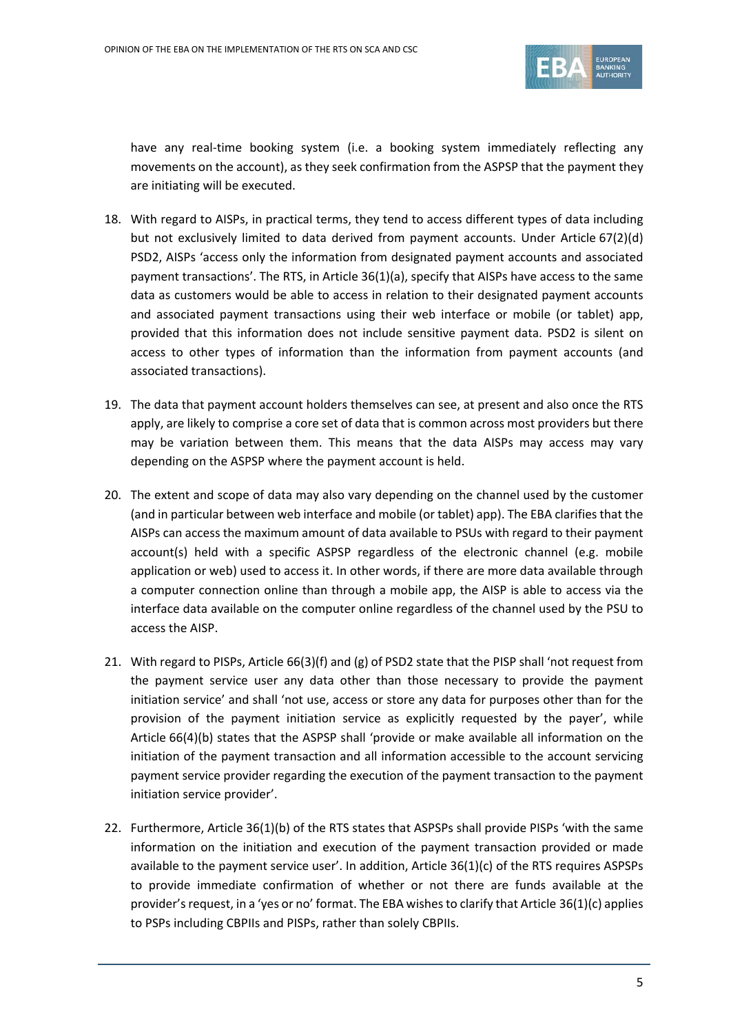have any real-time booking system (i.e. a booking system immediately reflecting any movements on the account), as they seek confirmation from the ASPSP that the payment they are initiating will be executed.

18. With regard to AISPs, in practical terms, they tend to access different types of data including but not exclusively limited to data derived from payment accounts. Under Article 67(2)(d) PSD2, AISPs 'access only the information from designated payment accounts and associated payment transactions'. The RTS, in Article 36(1)(a), specify that AISPs have access to the same data as customers would be able to access in relation to their designated payment accounts and associated payment transactions using their web interface or mobile (or tablet) app, provided that this information does not include sensitive payment data. PSD2 is silent on access to other types of information than the information from payment accounts (and associated transactions).

19. The data that payment account holders themselves can see, at present and also once the RTS apply, are likely to comprise a core set of data that is common across most providers but there may be variation between them. This means that the data AISPs may access may vary depending on the ASPSP where the payment account is held.

20. The extent and scope of data may also vary depending on the channel used by the customer (and in particular between web interface and mobile (or tablet) app). The EBA clarifies that the AISPs can access the maximum amount of data available to PSUs with regard to their payment account(s) held with a specific ASPSP regardless of the electronic channel (e.g. mobile application or web) used to access it. In other words, if there are more data available through a computer connection online than through a mobile app, the AISP is able to access via the interface data available on the computer online regardless of the channel used by the PSU to access the AISP.

21. With regard to PISPs, Article 66(3)(f) and (g) of PSD2 state that the PISP shall 'not request from the payment service user any data other than those necessary to provide the payment initiation service' and shall 'not use, access or store any data for purposes other than for the provision of the payment initiation service as explicitly requested by the payer', while Article 66(4)(b) states that the ASPSP shall 'provide or make available all information on the initiation of the payment transaction and all information accessible to the account servicing payment service provider regarding the execution of the payment transaction to the payment initiation service provider'.

22. Furthermore, Article 36(1)(b) of the RTS states that ASPSPs shall provide PISPs 'with the same information on the initiation and execution of the payment transaction provided or made available to the payment service user'. In addition, Article 36(1)(c) of the RTS requires ASPSPs to provide immediate confirmation of whether or not there are funds available at the provider's request, in a 'yes or no' format. The EBA wishes to clarify that Article 36(1)(c) applies to PSPs including CBPIIs and PISPs, rather than solely CBPIIs.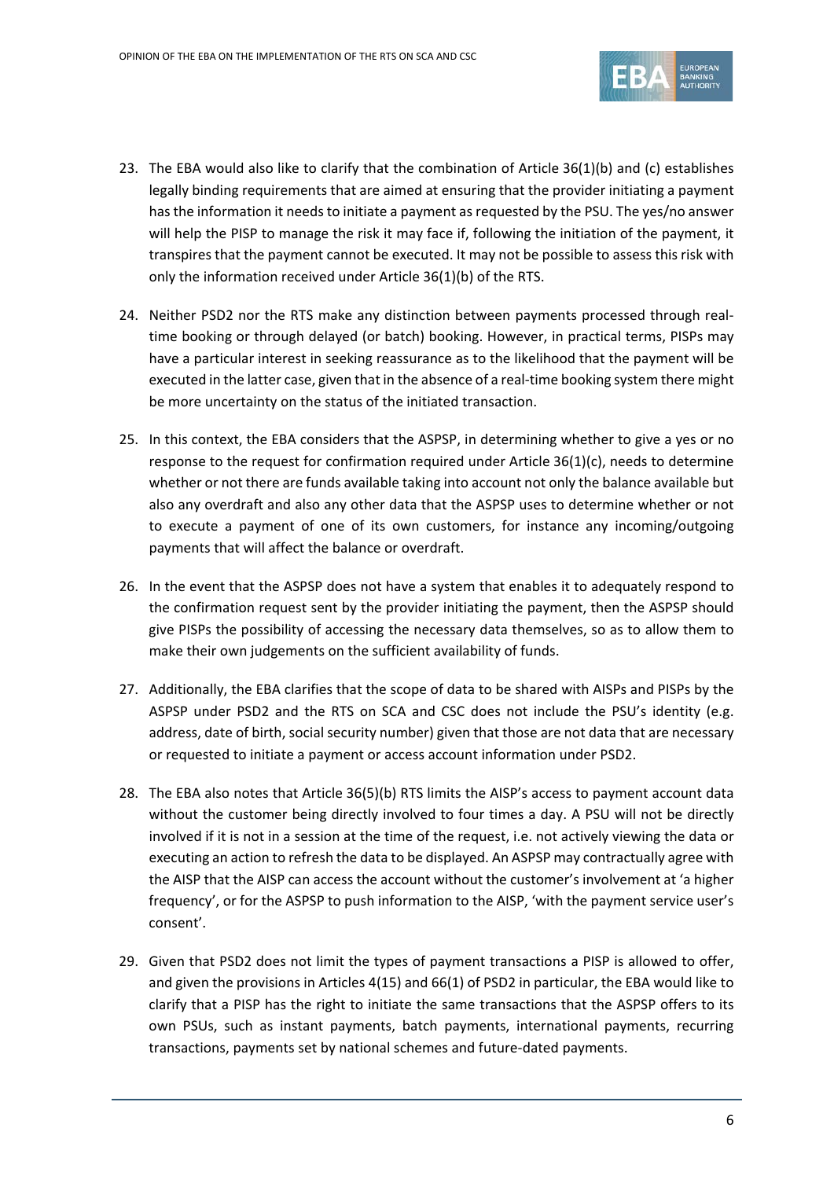23. The EBA would also like to clarify that the combination of Article 36(1)(b) and (c) establishes legally binding requirements that are aimed at ensuring that the provider initiating a payment has the information it needs to initiate a payment as requested by the PSU. The yes/no answer will help the PISP to manage the risk it may face if, following the initiation of the payment, it transpires that the payment cannot be executed. It may not be possible to assess this risk with only the information received under Article 36(1)(b) of the RTS.

24. Neither PSD2 nor the RTS make any distinction between payments processed through real-time booking or through delayed (or batch) booking. However, in practical terms, PISPs may have a particular interest in seeking reassurance as to the likelihood that the payment will be executed in the latter case, given that in the absence of a real-time booking system there might be more uncertainty on the status of the initiated transaction.

25. In this context, the EBA considers that the ASPSP, in determining whether to give a yes or no response to the request for confirmation required under Article 36(1)(c), needs to determine whether or not there are funds available taking into account not only the balance available but also any overdraft and also any other data that the ASPSP uses to determine whether or not to execute a payment of one of its own customers, for instance any incoming/outgoing payments that will affect the balance or overdraft.

26. In the event that the ASPSP does not have a system that enables it to adequately respond to the confirmation request sent by the provider initiating the payment, then the ASPSP should give PISPs the possibility of accessing the necessary data themselves, so as to allow them to make their own judgements on the sufficient availability of funds.

27. Additionally, the EBA clarifies that the scope of data to be shared with AISPs and PISPs by the ASPSP under PSD2 and the RTS on SCA and CSC does not include the PSU's identity (e.g. address, date of birth, social security number) given that those are not data that are necessary or requested to initiate a payment or access account information under PSD2.

28. The EBA also notes that Article 36(5)(b) RTS limits the AISP's access to payment account data without the customer being directly involved to four times a day. A PSU will not be directly involved if it is not in a session at the time of the request, i.e. not actively viewing the data or executing an action to refresh the data to be displayed. An ASPSP may contractually agree with the AISP that the AISP can access the account without the customer's involvement at 'a higher frequency', or for the ASPSP to push information to the AISP, 'with the payment service user's consent'.

29. Given that PSD2 does not limit the types of payment transactions a PISP is allowed to offer, and given the provisions in Articles 4(15) and 66(1) of PSD2 in particular, the EBA would like to clarify that a PISP has the right to initiate the same transactions that the ASPSP offers to its own PSUs, such as instant payments, batch payments, international payments, recurring transactions, payments set by national schemes and future-dated payments.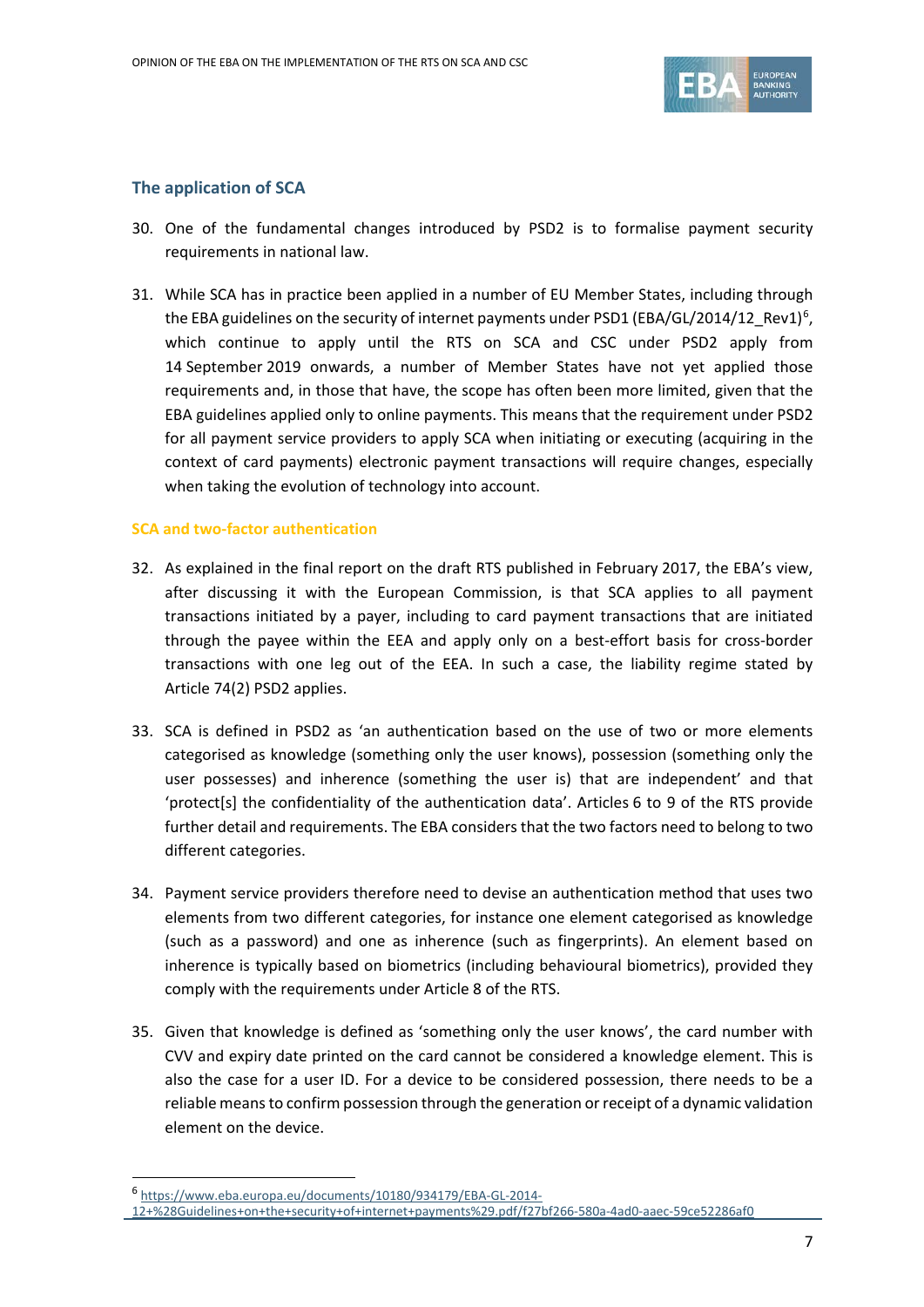## The application of SCA

30. One of the fundamental changes introduced by PSD2 is to formalise payment security requirements in national law.

31. While SCA has in practice been applied in a number of EU Member States, including through the EBA guidelines on the security of internet payments under PSD1 (EBA/GL/2014/12_Rev1)[6], which continue to apply until the RTS on SCA and CSC under PSD2 apply from 14 September 2019 onwards, a number of Member States have not yet applied those requirements and, in those that have, the scope has often been more limited, given that the EBA guidelines applied only to online payments. This means that the requirement under PSD2 for all payment service providers to apply SCA when initiating or executing (acquiring in the context of card payments) electronic payment transactions will require changes, especially when taking the evolution of technology into account.

### SCA and two-factor authentication

32. As explained in the final report on the draft RTS published in February 2017, the EBA's view, after discussing it with the European Commission, is that SCA applies to all payment transactions initiated by a payer, including to card payment transactions that are initiated through the payee within the EEA and apply only on a best-effort basis for cross-border transactions with one leg out of the EEA. In such a case, the liability regime stated by Article 74(2) PSD2 applies.

33. SCA is defined in PSD2 as 'an authentication based on the use of two or more elements categorised as knowledge (something only the user knows), possession (something only the user possesses) and inherence (something the user is) that are independent' and that 'protect[s] the confidentiality of the authentication data'. Articles 6 to 9 of the RTS provide further detail and requirements. The EBA considers that the two factors need to belong to two different categories.

34. Payment service providers therefore need to devise an authentication method that uses two elements from two different categories, for instance one element categorised as knowledge (such as a password) and one as inherence (such as fingerprints). An element based on inherence is typically based on biometrics (including behavioural biometrics), provided they comply with the requirements under Article 8 of the RTS.

35. Given that knowledge is defined as 'something only the user knows', the card number with CVV and expiry date printed on the card cannot be considered a knowledge element. This is also the case for a user ID. For a device to be considered possession, there needs to be a reliable means to confirm possession through the generation or receipt of a dynamic validation element on the device.

[6] https://www.eba.europa.eu/documents/10180/934179/EBA-GL-2014-12+%28Guidelines+on+the+security+of+internet+payments%29.pdf/f27bf266-580a-4ad0-aaec-59ce52286af0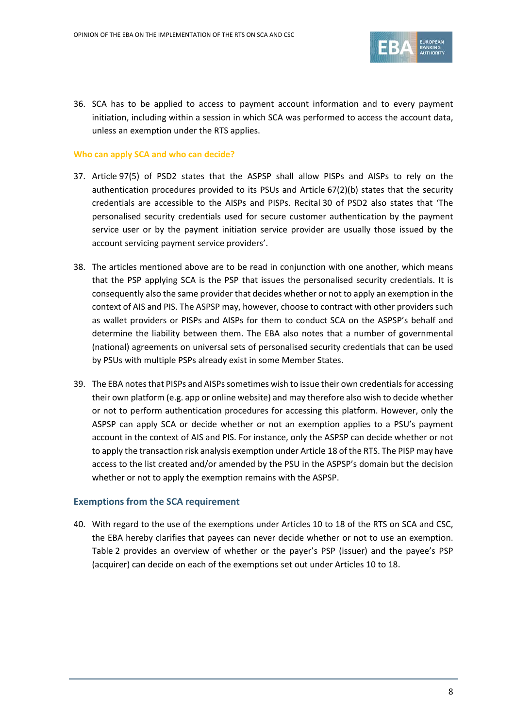36. SCA has to be applied to access to payment account information and to every payment initiation, including within a session in which SCA was performed to access the account data, unless an exemption under the RTS applies.

### Who can apply SCA and who can decide?

37. Article 97(5) of PSD2 states that the ASPSP shall allow PISPs and AISPs to rely on the authentication procedures provided to its PSUs and Article 67(2)(b) states that the security credentials are accessible to the AISPs and PISPs. Recital 30 of PSD2 also states that 'The personalised security credentials used for secure customer authentication by the payment service user or by the payment initiation service provider are usually those issued by the account servicing payment service providers'.

38. The articles mentioned above are to be read in conjunction with one another, which means that the PSP applying SCA is the PSP that issues the personalised security credentials. It is consequently also the same provider that decides whether or not to apply an exemption in the context of AIS and PIS. The ASPSP may, however, choose to contract with other providers such as wallet providers or PISPs and AISPs for them to conduct SCA on the ASPSP's behalf and determine the liability between them. The EBA also notes that a number of governmental (national) agreements on universal sets of personalised security credentials that can be used by PSUs with multiple PSPs already exist in some Member States.

39. The EBA notes that PISPs and AISPs sometimes wish to issue their own credentials for accessing their own platform (e.g. app or online website) and may therefore also wish to decide whether or not to perform authentication procedures for accessing this platform. However, only the ASPSP can apply SCA or decide whether or not an exemption applies to a PSU's payment account in the context of AIS and PIS. For instance, only the ASPSP can decide whether or not to apply the transaction risk analysis exemption under Article 18 of the RTS. The PISP may have access to the list created and/or amended by the PSU in the ASPSP's domain but the decision whether or not to apply the exemption remains with the ASPSP.

## Exemptions from the SCA requirement

40. With regard to the use of the exemptions under Articles 10 to 18 of the RTS on SCA and CSC, the EBA hereby clarifies that payees can never decide whether or not to use an exemption. Table 2 provides an overview of whether or the payer's PSP (issuer) and the payee's PSP (acquirer) can decide on each of the exemptions set out under Articles 10 to 18.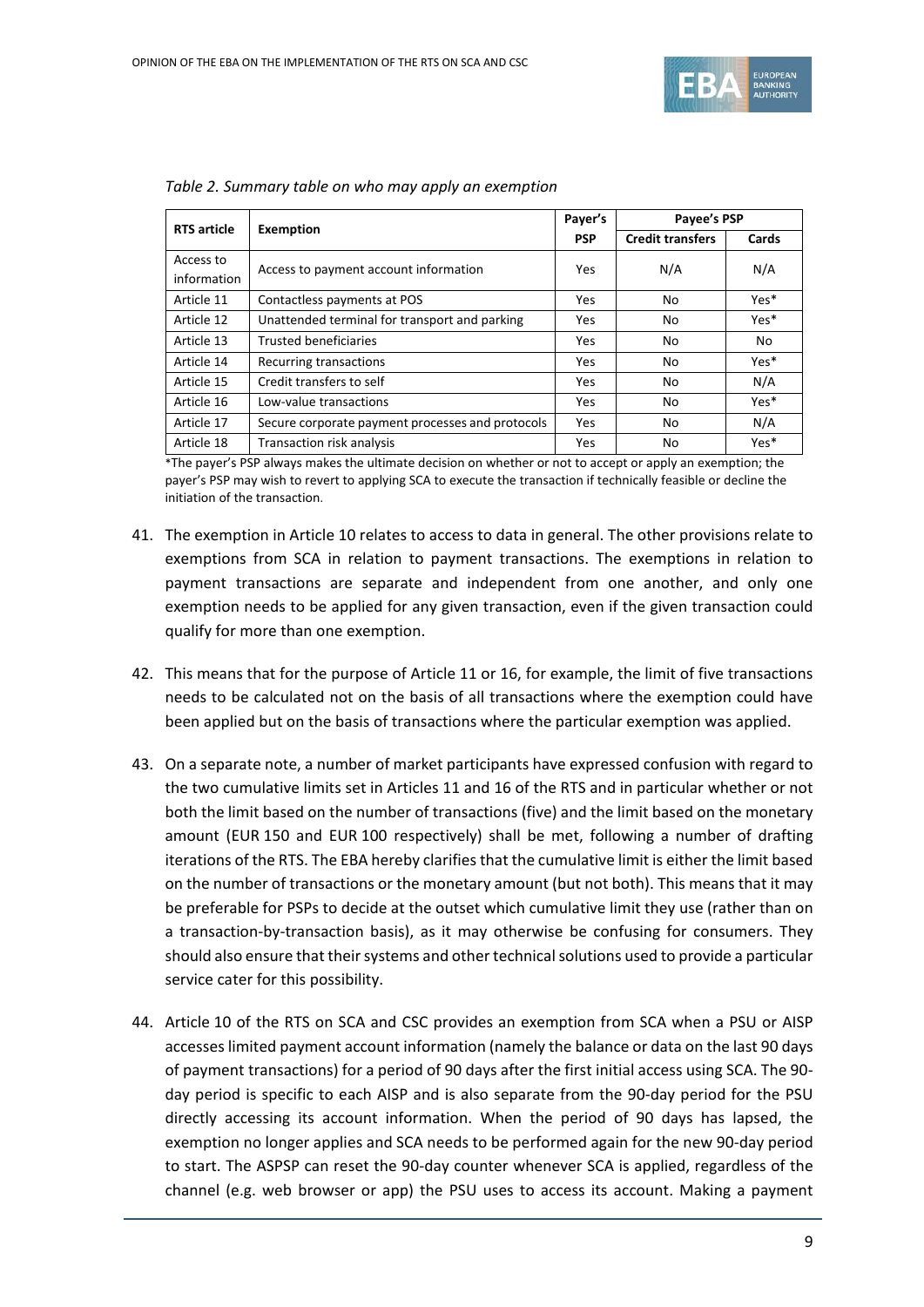*Table 2. Summary table on who may apply an exemption*

| RTS article | Exemption | Payer's PSP | Payee's PSP | |
|---|---|---|---|---|
| | | | Credit transfers | Cards |
| Access to information | Access to payment account information | Yes | N/A | N/A |
| Article 11 | Contactless payments at POS | Yes | No | Yes* |
| Article 12 | Unattended terminal for transport and parking | Yes | No | Yes* |
| Article 13 | Trusted beneficiaries | Yes | No | No |
| Article 14 | Recurring transactions | Yes | No | Yes* |
| Article 15 | Credit transfers to self | Yes | No | N/A |
| Article 16 | Low-value transactions | Yes | No | Yes* |
| Article 17 | Secure corporate payment processes and protocols | Yes | No | N/A |
| Article 18 | Transaction risk analysis | Yes | No | Yes* |

*The payer's PSP always makes the ultimate decision on whether or not to accept or apply an exemption; the payer's PSP may wish to revert to applying SCA to execute the transaction if technically feasible or decline the initiation of the transaction.

41. The exemption in Article 10 relates to access to data in general. The other provisions relate to exemptions from SCA in relation to payment transactions. The exemptions in relation to payment transactions are separate and independent from one another, and only one exemption needs to be applied for any given transaction, even if the given transaction could qualify for more than one exemption.

42. This means that for the purpose of Article 11 or 16, for example, the limit of five transactions needs to be calculated not on the basis of all transactions where the exemption could have been applied but on the basis of transactions where the particular exemption was applied.

43. On a separate note, a number of market participants have expressed confusion with regard to the two cumulative limits set in Articles 11 and 16 of the RTS and in particular whether or not both the limit based on the number of transactions (five) and the limit based on the monetary amount (EUR 150 and EUR 100 respectively) shall be met, following a number of drafting iterations of the RTS. The EBA hereby clarifies that the cumulative limit is either the limit based on the number of transactions or the monetary amount (but not both). This means that it may be preferable for PSPs to decide at the outset which cumulative limit they use (rather than on a transaction-by-transaction basis), as it may otherwise be confusing for consumers. They should also ensure that their systems and other technical solutions used to provide a particular service cater for this possibility.

44. Article 10 of the RTS on SCA and CSC provides an exemption from SCA when a PSU or AISP accesses limited payment account information (namely the balance or data on the last 90 days of payment transactions) for a period of 90 days after the first initial access using SCA. The 90-day period is specific to each AISP and is also separate from the 90-day period for the PSU directly accessing its account information. When the period of 90 days has lapsed, the exemption no longer applies and SCA needs to be performed again for the new 90-day period to start. The ASPSP can reset the 90-day counter whenever SCA is applied, regardless of the channel (e.g. web browser or app) the PSU uses to access its account. Making a payment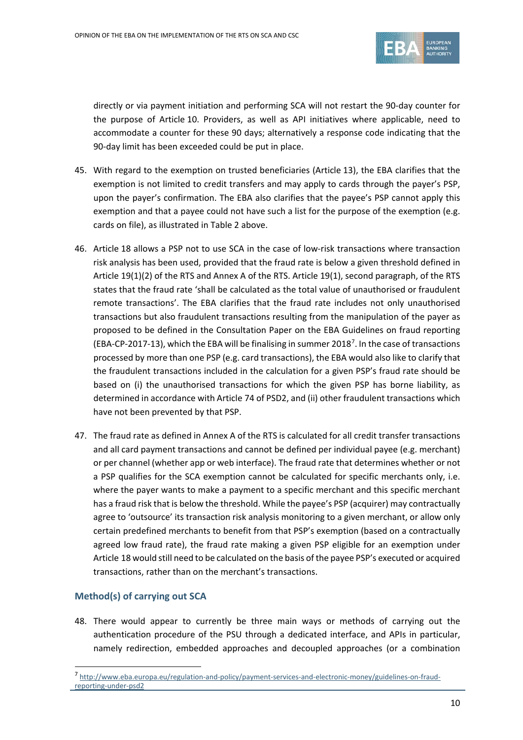directly or via payment initiation and performing SCA will not restart the 90-day counter for the purpose of Article 10. Providers, as well as API initiatives where applicable, need to accommodate a counter for these 90 days; alternatively a response code indicating that the 90-day limit has been exceeded could be put in place.

45. With regard to the exemption on trusted beneficiaries (Article 13), the EBA clarifies that the exemption is not limited to credit transfers and may apply to cards through the payer's PSP, upon the payer's confirmation. The EBA also clarifies that the payee's PSP cannot apply this exemption and that a payee could not have such a list for the purpose of the exemption (e.g. cards on file), as illustrated in Table 2 above.

46. Article 18 allows a PSP not to use SCA in the case of low-risk transactions where transaction risk analysis has been used, provided that the fraud rate is below a given threshold defined in Article 19(1)(2) of the RTS and Annex A of the RTS. Article 19(1), second paragraph, of the RTS states that the fraud rate 'shall be calculated as the total value of unauthorised or fraudulent remote transactions'. The EBA clarifies that the fraud rate includes not only unauthorised transactions but also fraudulent transactions resulting from the manipulation of the payer as proposed to be defined in the Consultation Paper on the EBA Guidelines on fraud reporting (EBA-CP-2017-13), which the EBA will be finalising in summer 2018[7]. In the case of transactions processed by more than one PSP (e.g. card transactions), the EBA would also like to clarify that the fraudulent transactions included in the calculation for a given PSP's fraud rate should be based on (i) the unauthorised transactions for which the given PSP has borne liability, as determined in accordance with Article 74 of PSD2, and (ii) other fraudulent transactions which have not been prevented by that PSP.

47. The fraud rate as defined in Annex A of the RTS is calculated for all credit transfer transactions and all card payment transactions and cannot be defined per individual payee (e.g. merchant) or per channel (whether app or web interface). The fraud rate that determines whether or not a PSP qualifies for the SCA exemption cannot be calculated for specific merchants only, i.e. where the payer wants to make a payment to a specific merchant and this specific merchant has a fraud risk that is below the threshold. While the payee's PSP (acquirer) may contractually agree to 'outsource' its transaction risk analysis monitoring to a given merchant, or allow only certain predefined merchants to benefit from that PSP's exemption (based on a contractually agreed low fraud rate), the fraud rate making a given PSP eligible for an exemption under Article 18 would still need to be calculated on the basis of the payee PSP's executed or acquired transactions, rather than on the merchant's transactions.

### Method(s) of carrying out SCA

48. There would appear to currently be three main ways or methods of carrying out the authentication procedure of the PSU through a dedicated interface, and APIs in particular, namely redirection, embedded approaches and decoupled approaches (or a combination

[7] http://www.eba.europa.eu/regulation-and-policy/payment-services-and-electronic-money/guidelines-on-fraud-reporting-under-psd2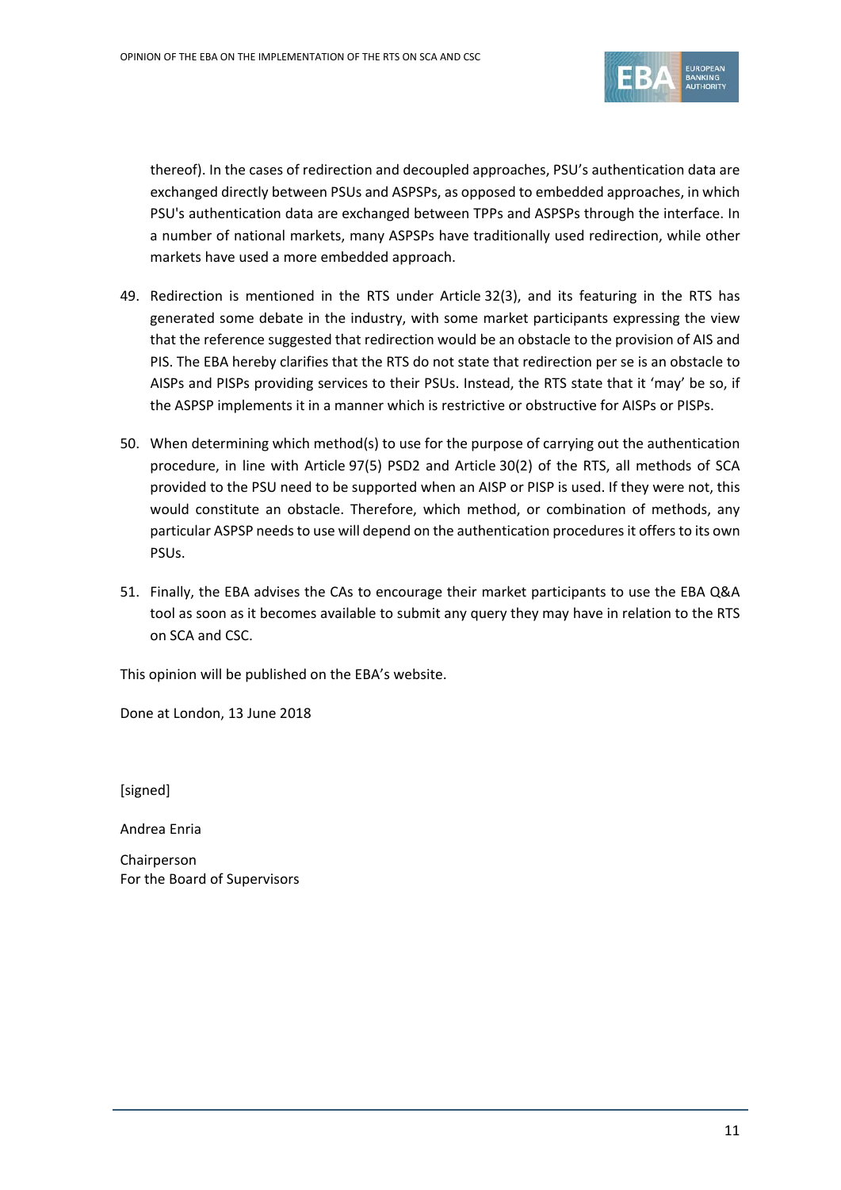thereof). In the cases of redirection and decoupled approaches, PSU's authentication data are exchanged directly between PSUs and ASPSPs, as opposed to embedded approaches, in which PSU's authentication data are exchanged between TPPs and ASPSPs through the interface. In a number of national markets, many ASPSPs have traditionally used redirection, while other markets have used a more embedded approach.

49. Redirection is mentioned in the RTS under Article 32(3), and its featuring in the RTS has generated some debate in the industry, with some market participants expressing the view that the reference suggested that redirection would be an obstacle to the provision of AIS and PIS. The EBA hereby clarifies that the RTS do not state that redirection per se is an obstacle to AISPs and PISPs providing services to their PSUs. Instead, the RTS state that it 'may' be so, if the ASPSP implements it in a manner which is restrictive or obstructive for AISPs or PISPs.

50. When determining which method(s) to use for the purpose of carrying out the authentication procedure, in line with Article 97(5) PSD2 and Article 30(2) of the RTS, all methods of SCA provided to the PSU need to be supported when an AISP or PISP is used. If they were not, this would constitute an obstacle. Therefore, which method, or combination of methods, any particular ASPSP needs to use will depend on the authentication procedures it offers to its own PSUs.

51. Finally, the EBA advises the CAs to encourage their market participants to use the EBA Q&A tool as soon as it becomes available to submit any query they may have in relation to the RTS on SCA and CSC.

This opinion will be published on the EBA's website.

Done at London, 13 June 2018

[signed]

Andrea Enria

Chairperson
For the Board of Supervisors